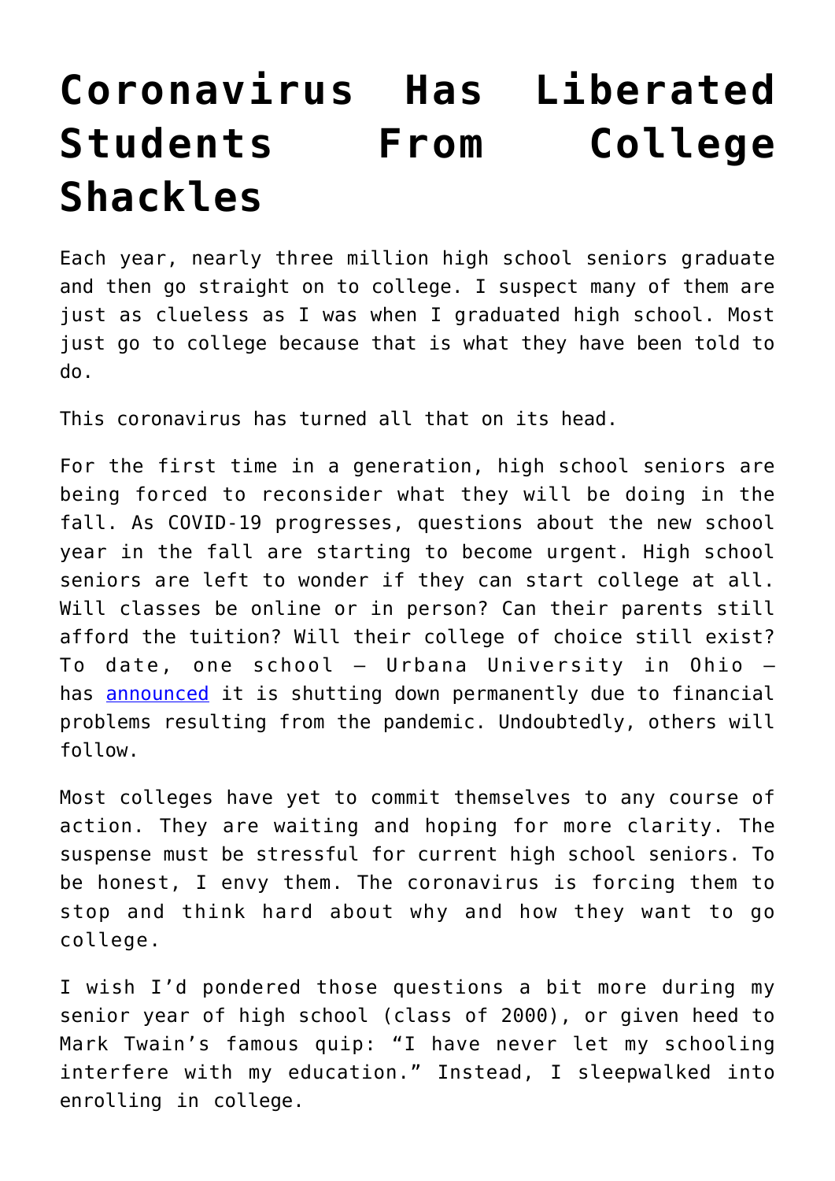# Coronavirus Has Liberated Students From College Shackles

Each year, nearly three million high school seniors graduate and then go straight on to college. I suspect many of them are just as clueless as I was when I graduated high school. Most just go to college because that is what they have been told to do.

This coronavirus has turned all that on its head.

For the first time in a generation, high school seniors are being forced to reconsider what they will be doing in the fall. As COVID-19 progresses, questions about the new school year in the fall are starting to become urgent. High school seniors are left to wonder if they can start college at all. Will classes be online or in person? Can their parents still afford the tuition? Will their college of choice still exist? To date, one school – Urbana University in Ohio – has [announced](announced) it is shutting down permanently due to financial problems resulting from the pandemic. Undoubtedly, others will follow.

Most colleges have yet to commit themselves to any course of action. They are waiting and hoping for more clarity. The suspense must be stressful for current high school seniors. To be honest, I envy them. The coronavirus is forcing them to stop and think hard about why and how they want to go college.

I wish I'd pondered those questions a bit more during my senior year of high school (class of 2000), or given heed to Mark Twain's famous quip: "I have never let my schooling interfere with my education." Instead, I sleepwalked into enrolling in college.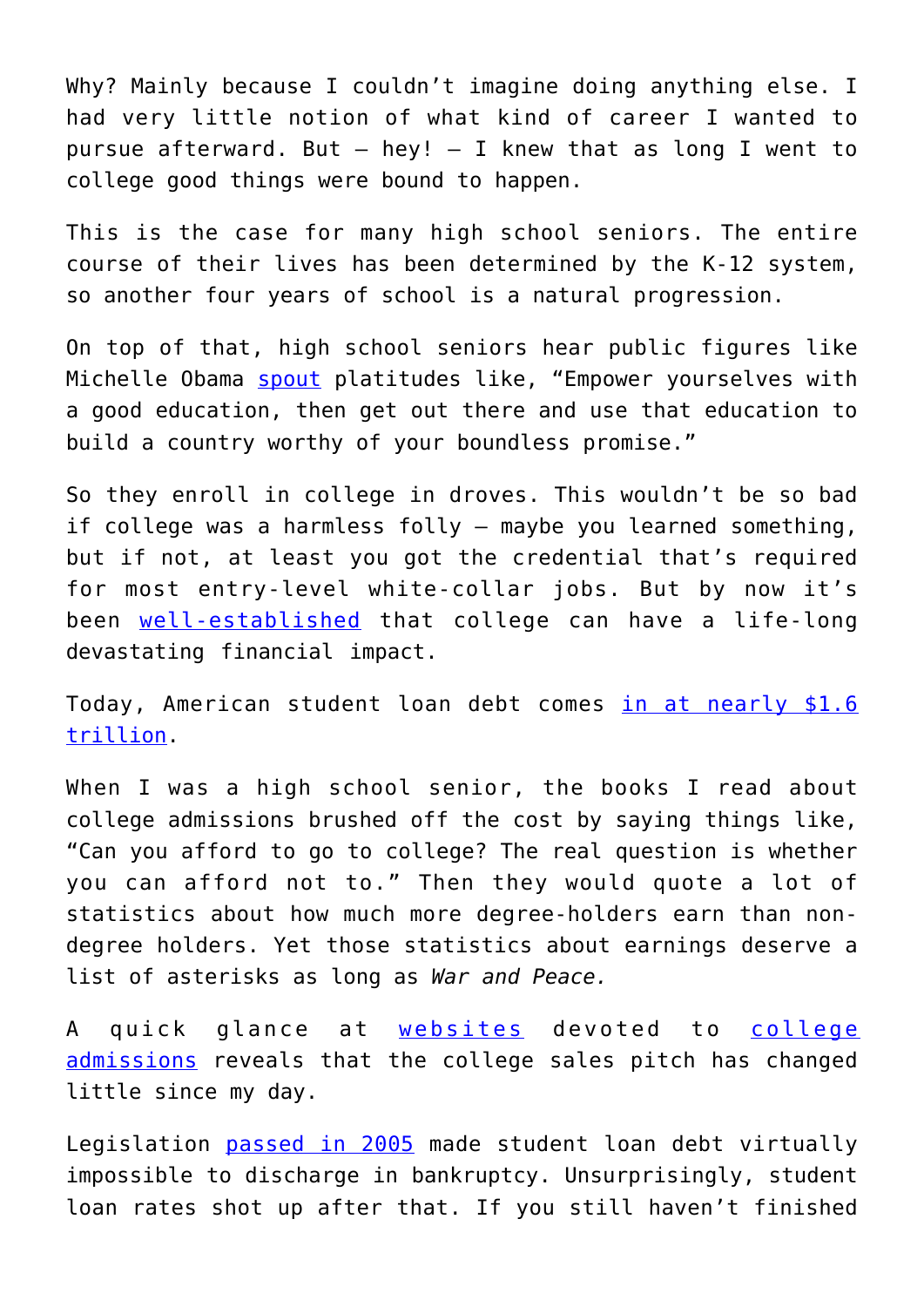Why? Mainly because I couldn't imagine doing anything else. I had very little notion of what kind of career I wanted to pursue afterward. But – hey! – I knew that as long I went to college good things were bound to happen.

This is the case for many high school seniors. The entire course of their lives has been determined by the K-12 system, so another four years of school is a natural progression.

On top of that, high school seniors hear public figures like Michelle Obama spout platitudes like, "Empower yourselves with a good education, then get out there and use that education to build a country worthy of your boundless promise."

So they enroll in college in droves. This wouldn't be so bad if college was a harmless folly – maybe you learned something, but if not, at least you got the credential that's required for most entry-level white-collar jobs. But by now it's been well-established that college can have a life-long devastating financial impact.

Today, American student loan debt comes in at nearly $1.6 trillion.

When I was a high school senior, the books I read about college admissions brushed off the cost by saying things like, "Can you afford to go to college? The real question is whether you can afford not to." Then they would quote a lot of statistics about how much more degree-holders earn than non-degree holders. Yet those statistics about earnings deserve a list of asterisks as long as *War and Peace.*

A quick glance at websites devoted to college admissions reveals that the college sales pitch has changed little since my day.

Legislation passed in 2005 made student loan debt virtually impossible to discharge in bankruptcy. Unsurprisingly, student loan rates shot up after that. If you still haven't finished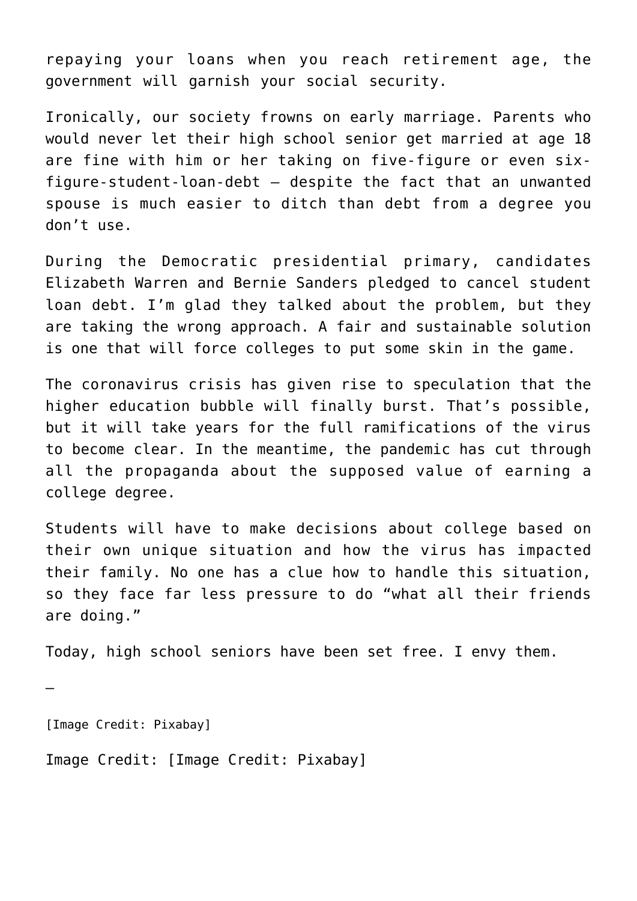repaying your loans when you reach retirement age, the government will garnish your social security.

Ironically, our society frowns on early marriage. Parents who would never let their high school senior get married at age 18 are fine with him or her taking on five-figure or even six-figure-student-loan-debt – despite the fact that an unwanted spouse is much easier to ditch than debt from a degree you don't use.

During the Democratic presidential primary, candidates Elizabeth Warren and Bernie Sanders pledged to cancel student loan debt. I'm glad they talked about the problem, but they are taking the wrong approach. A fair and sustainable solution is one that will force colleges to put some skin in the game.

The coronavirus crisis has given rise to speculation that the higher education bubble will finally burst. That's possible, but it will take years for the full ramifications of the virus to become clear. In the meantime, the pandemic has cut through all the propaganda about the supposed value of earning a college degree.

Students will have to make decisions about college based on their own unique situation and how the virus has impacted their family. No one has a clue how to handle this situation, so they face far less pressure to do "what all their friends are doing."

Today, high school seniors have been set free. I envy them.

—

[Image Credit: Pixabay]

Image Credit: [Image Credit: Pixabay]